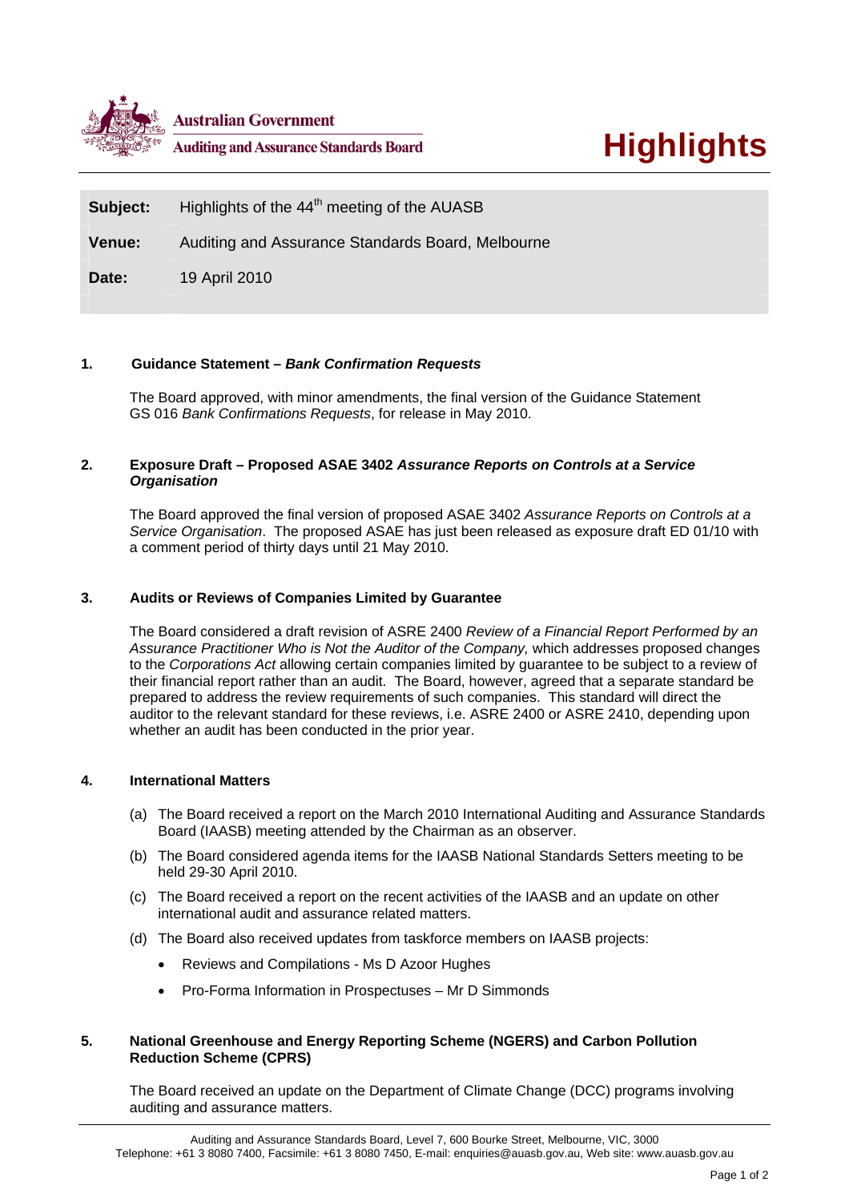Australian Government

Auditing and Assurance Standards Board

# Highlights

| | |
|---|---|
| **Subject:** | Highlights of the 44th meeting of the AUASB |
| **Venue:** | Auditing and Assurance Standards Board, Melbourne |
| **Date:** | 19 April 2010 |

## 1. Guidance Statement – *Bank Confirmation Requests*

The Board approved, with minor amendments, the final version of the Guidance Statement GS 016 *Bank Confirmations Requests*, for release in May 2010.

## 2. Exposure Draft – Proposed ASAE 3402 *Assurance Reports on Controls at a Service Organisation*

The Board approved the final version of proposed ASAE 3402 *Assurance Reports on Controls at a Service Organisation*. The proposed ASAE has just been released as exposure draft ED 01/10 with a comment period of thirty days until 21 May 2010.

## 3. Audits or Reviews of Companies Limited by Guarantee

The Board considered a draft revision of ASRE 2400 *Review of a Financial Report Performed by an Assurance Practitioner Who is Not the Auditor of the Company,* which addresses proposed changes to the *Corporations Act* allowing certain companies limited by guarantee to be subject to a review of their financial report rather than an audit. The Board, however, agreed that a separate standard be prepared to address the review requirements of such companies. This standard will direct the auditor to the relevant standard for these reviews, i.e. ASRE 2400 or ASRE 2410, depending upon whether an audit has been conducted in the prior year.

## 4. International Matters

(a) The Board received a report on the March 2010 International Auditing and Assurance Standards Board (IAASB) meeting attended by the Chairman as an observer.

(b) The Board considered agenda items for the IAASB National Standards Setters meeting to be held 29-30 April 2010.

(c) The Board received a report on the recent activities of the IAASB and an update on other international audit and assurance related matters.

(d) The Board also received updates from taskforce members on IAASB projects:

- Reviews and Compilations - Ms D Azoor Hughes
- Pro-Forma Information in Prospectuses – Mr D Simmonds

## 5. National Greenhouse and Energy Reporting Scheme (NGERS) and Carbon Pollution Reduction Scheme (CPRS)

The Board received an update on the Department of Climate Change (DCC) programs involving auditing and assurance matters.

Auditing and Assurance Standards Board, Level 7, 600 Bourke Street, Melbourne, VIC, 3000
Telephone: +61 3 8080 7400, Facsimile: +61 3 8080 7450, E-mail: enquiries@auasb.gov.au, Web site: www.auasb.gov.au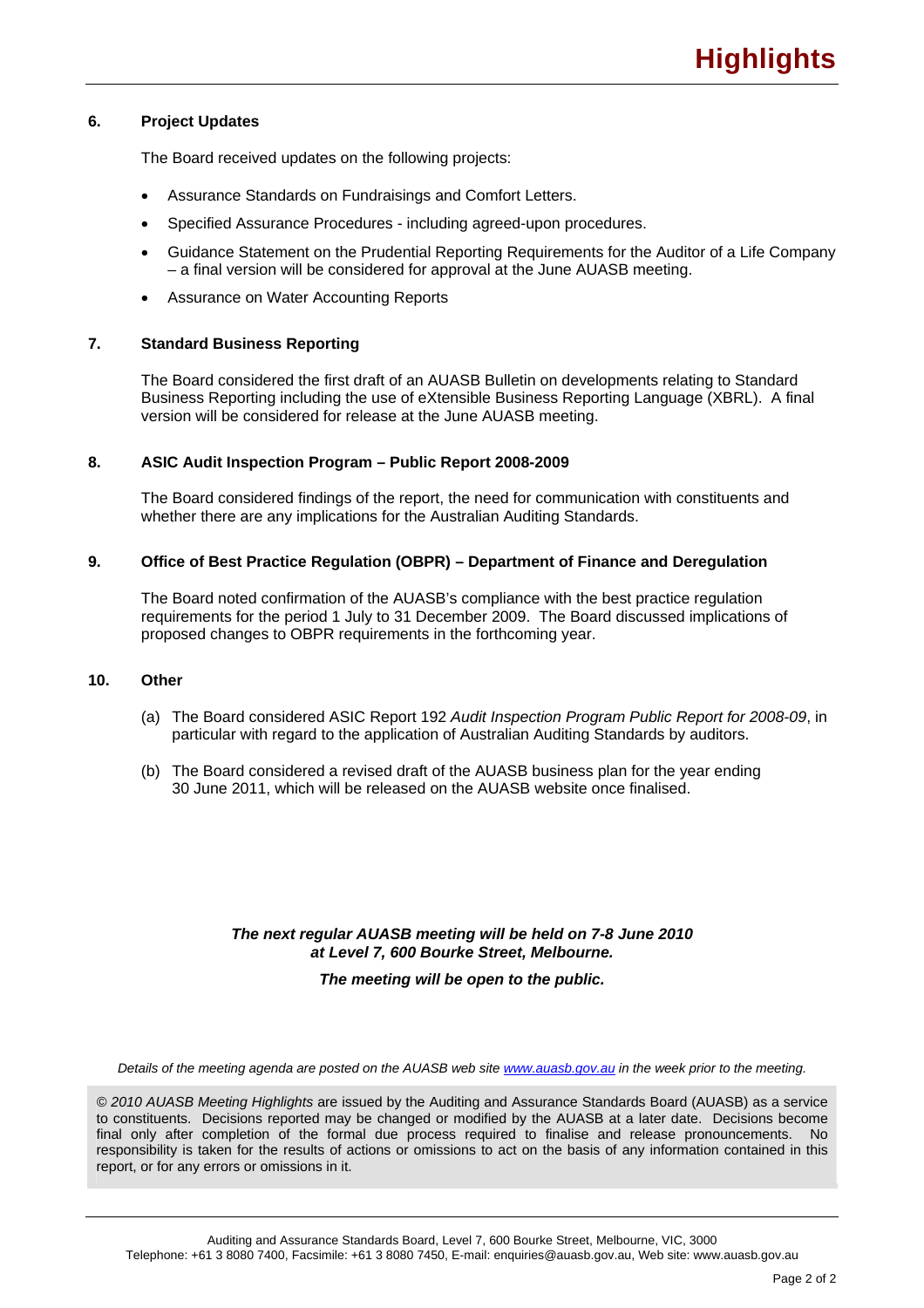## 6. Project Updates

The Board received updates on the following projects:

- Assurance Standards on Fundraisings and Comfort Letters.
- Specified Assurance Procedures - including agreed-upon procedures.
- Guidance Statement on the Prudential Reporting Requirements for the Auditor of a Life Company – a final version will be considered for approval at the June AUASB meeting.
- Assurance on Water Accounting Reports

## 7. Standard Business Reporting

The Board considered the first draft of an AUASB Bulletin on developments relating to Standard Business Reporting including the use of eXtensible Business Reporting Language (XBRL). A final version will be considered for release at the June AUASB meeting.

## 8. ASIC Audit Inspection Program – Public Report 2008-2009

The Board considered findings of the report, the need for communication with constituents and whether there are any implications for the Australian Auditing Standards.

## 9. Office of Best Practice Regulation (OBPR) – Department of Finance and Deregulation

The Board noted confirmation of the AUASB's compliance with the best practice regulation requirements for the period 1 July to 31 December 2009. The Board discussed implications of proposed changes to OBPR requirements in the forthcoming year.

## 10. Other

(a) The Board considered ASIC Report 192 *Audit Inspection Program Public Report for 2008-09*, in particular with regard to the application of Australian Auditing Standards by auditors.

(b) The Board considered a revised draft of the AUASB business plan for the year ending 30 June 2011, which will be released on the AUASB website once finalised.

***The next regular AUASB meeting will be held on 7-8 June 2010 at Level 7, 600 Bourke Street, Melbourne.***

***The meeting will be open to the public.***

*Details of the meeting agenda are posted on the AUASB web site [www.auasb.gov.au](http://www.auasb.gov.au) in the week prior to the meeting.*

© *2010 AUASB Meeting Highlights* are issued by the Auditing and Assurance Standards Board (AUASB) as a service to constituents. Decisions reported may be changed or modified by the AUASB at a later date. Decisions become final only after completion of the formal due process required to finalise and release pronouncements. No responsibility is taken for the results of actions or omissions to act on the basis of any information contained in this report, or for any errors or omissions in it.

Auditing and Assurance Standards Board, Level 7, 600 Bourke Street, Melbourne, VIC, 3000
Telephone: +61 3 8080 7400, Facsimile: +61 3 8080 7450, E-mail: enquiries@auasb.gov.au, Web site: www.auasb.gov.au